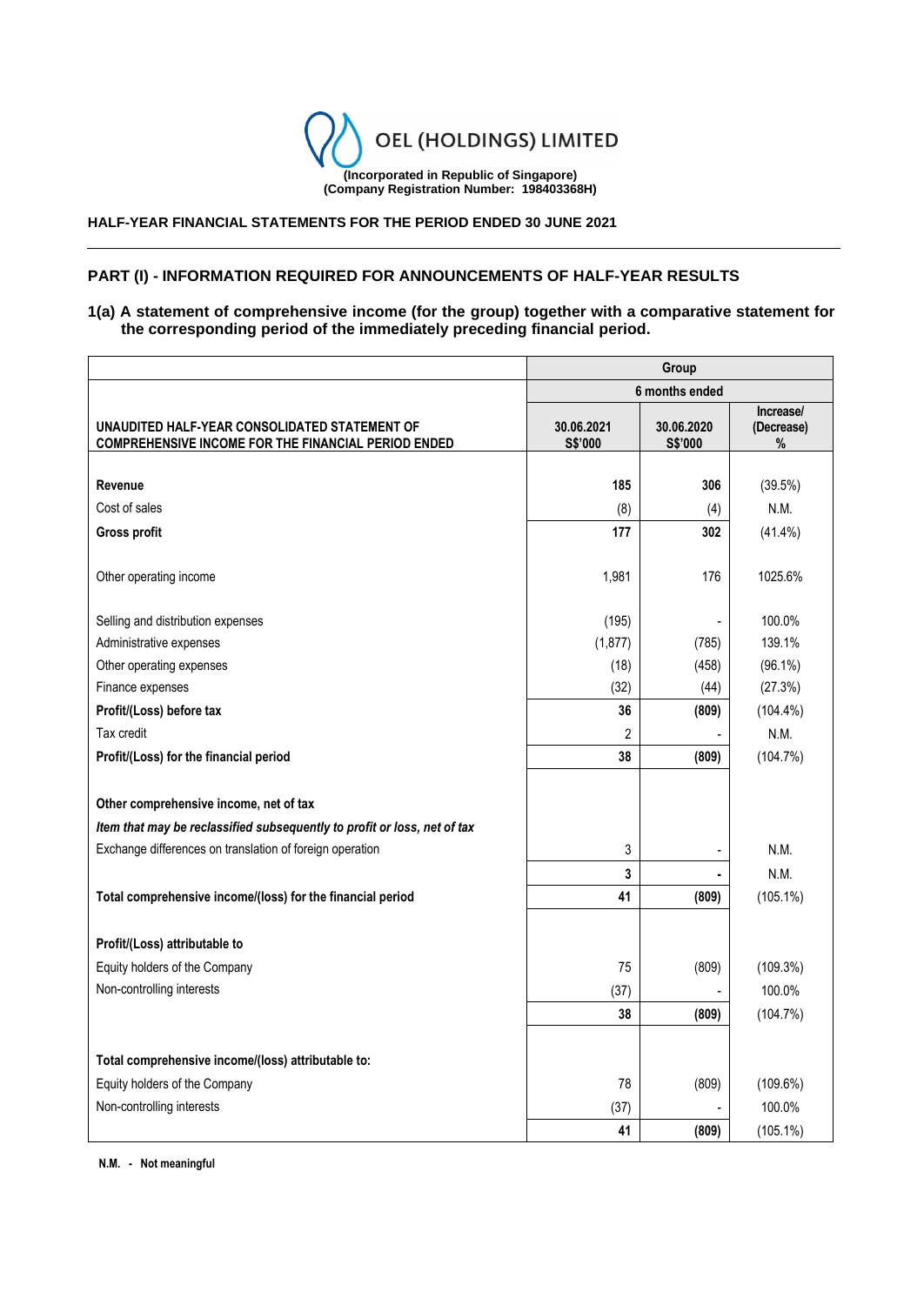# OEL (HOLDINGS) LIMITED

**(Incorporated in Republic of Singapore)**
**(Company Registration Number: 198403368H)**

**HALF-YEAR FINANCIAL STATEMENTS FOR THE PERIOD ENDED 30 JUNE 2021**

## PART (I) - INFORMATION REQUIRED FOR ANNOUNCEMENTS OF HALF-YEAR RESULTS

### 1(a) A statement of comprehensive income (for the group) together with a comparative statement for the corresponding period of the immediately preceding financial period.

| | Group | | |
|---|---|---|---|
| | 6 months ended | | |
| **UNAUDITED HALF-YEAR CONSOLIDATED STATEMENT OF COMPREHENSIVE INCOME FOR THE FINANCIAL PERIOD ENDED** | **30.06.2021 S$'000** | **30.06.2020 S$'000** | **Increase/ (Decrease) %** |
| **Revenue** | **185** | **306** | (39.5%) |
| Cost of sales | (8) | (4) | N.M. |
| **Gross profit** | **177** | **302** | (41.4%) |
| Other operating income | 1,981 | 176 | 1025.6% |
| Selling and distribution expenses | (195) | - | 100.0% |
| Administrative expenses | (1,877) | (785) | 139.1% |
| Other operating expenses | (18) | (458) | (96.1%) |
| Finance expenses | (32) | (44) | (27.3%) |
| **Profit/(Loss) before tax** | **36** | **(809)** | (104.4%) |
| Tax credit | 2 | - | N.M. |
| **Profit/(Loss) for the financial period** | **38** | **(809)** | (104.7%) |
| **Other comprehensive income, net of tax** | | | |
| ***Item that may be reclassified subsequently to profit or loss, net of tax*** | | | |
| Exchange differences on translation of foreign operation | 3 | - | N.M. |
| | **3** | **-** | N.M. |
| **Total comprehensive income/(loss) for the financial period** | **41** | **(809)** | (105.1%) |
| **Profit/(Loss) attributable to** | | | |
| Equity holders of the Company | 75 | (809) | (109.3%) |
| Non-controlling interests | (37) | - | 100.0% |
| | **38** | **(809)** | (104.7%) |
| **Total comprehensive income/(loss) attributable to:** | | | |
| Equity holders of the Company | 78 | (809) | (109.6%) |
| Non-controlling interests | (37) | - | 100.0% |
| | **41** | **(809)** | (105.1%) |

**N.M. - Not meaningful**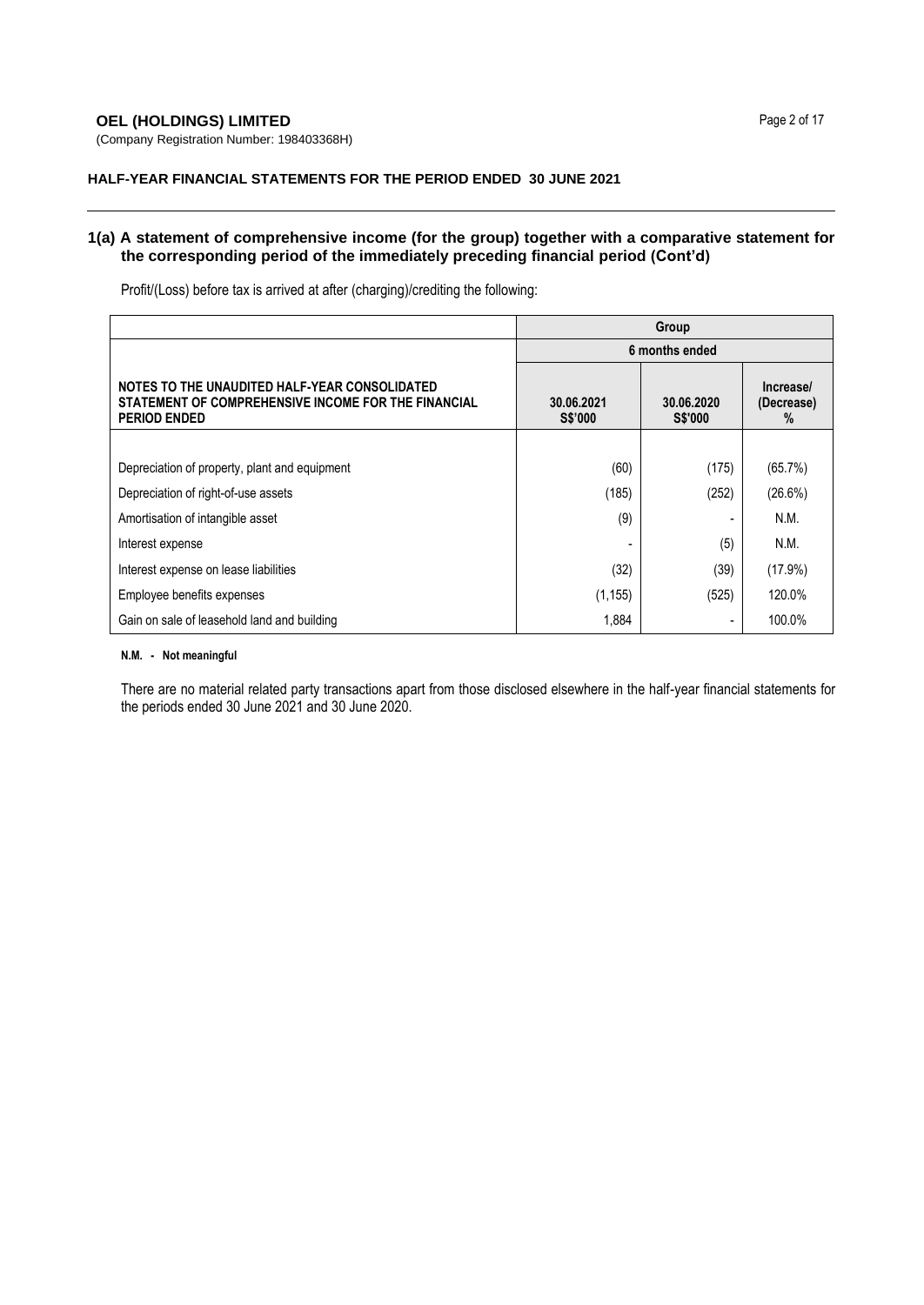**OEL (HOLDINGS) LIMITED**
(Company Registration Number: 198403368H)

**HALF-YEAR FINANCIAL STATEMENTS FOR THE PERIOD ENDED 30 JUNE 2021**

## 1(a) A statement of comprehensive income (for the group) together with a comparative statement for the corresponding period of the immediately preceding financial period (Cont'd)

Profit/(Loss) before tax is arrived at after (charging)/crediting the following:

| | Group | | |
|---|---|---|---|
| | 6 months ended | | |
| **NOTES TO THE UNAUDITED HALF-YEAR CONSOLIDATED STATEMENT OF COMPREHENSIVE INCOME FOR THE FINANCIAL PERIOD ENDED** | **30.06.2021 S$'000** | **30.06.2020 S$'000** | **Increase/ (Decrease) %** |
| Depreciation of property, plant and equipment | (60) | (175) | (65.7%) |
| Depreciation of right-of-use assets | (185) | (252) | (26.6%) |
| Amortisation of intangible asset | (9) | - | N.M. |
| Interest expense | - | (5) | N.M. |
| Interest expense on lease liabilities | (32) | (39) | (17.9%) |
| Employee benefits expenses | (1,155) | (525) | 120.0% |
| Gain on sale of leasehold land and building | 1,884 | - | 100.0% |

**N.M. - Not meaningful**

There are no material related party transactions apart from those disclosed elsewhere in the half-year financial statements for the periods ended 30 June 2021 and 30 June 2020.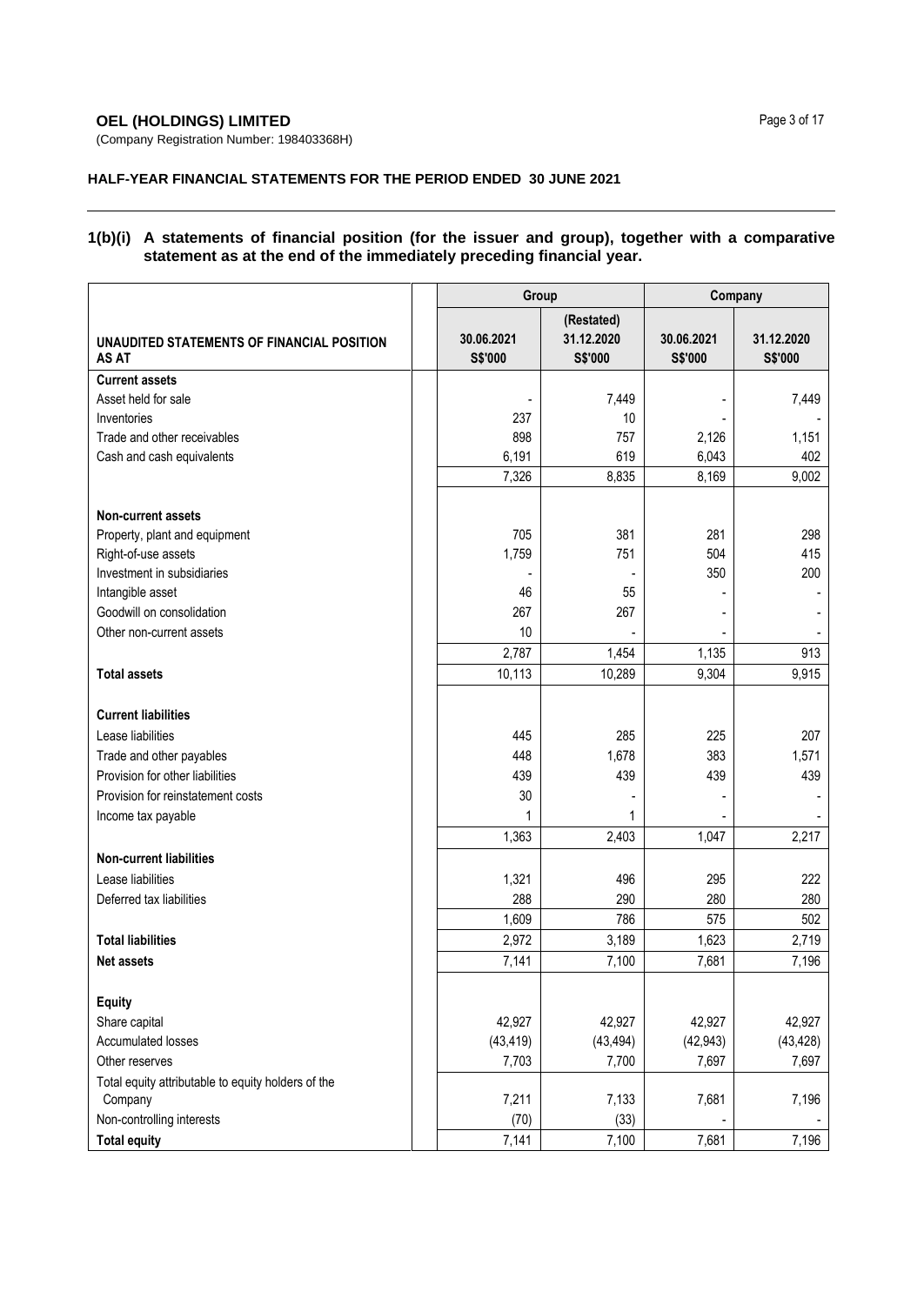**OEL (HOLDINGS) LIMITED**
(Company Registration Number: 198403368H)

**HALF-YEAR FINANCIAL STATEMENTS FOR THE PERIOD ENDED 30 JUNE 2021**

## 1(b)(i) A statements of financial position (for the issuer and group), together with a comparative statement as at the end of the immediately preceding financial year.

| | Group | | Company | |
|---|---|---|---|---|
| **UNAUDITED STATEMENTS OF FINANCIAL POSITION AS AT** | **30.06.2021 S$'000** | **(Restated) 31.12.2020 S$'000** | **30.06.2021 S$'000** | **31.12.2020 S$'000** |
| **Current assets** | | | | |
| Asset held for sale | - | 7,449 | - | 7,449 |
| Inventories | 237 | 10 | - | - |
| Trade and other receivables | 898 | 757 | 2,126 | 1,151 |
| Cash and cash equivalents | 6,191 | 619 | 6,043 | 402 |
| | 7,326 | 8,835 | 8,169 | 9,002 |
| **Non-current assets** | | | | |
| Property, plant and equipment | 705 | 381 | 281 | 298 |
| Right-of-use assets | 1,759 | 751 | 504 | 415 |
| Investment in subsidiaries | - | - | 350 | 200 |
| Intangible asset | 46 | 55 | - | - |
| Goodwill on consolidation | 267 | 267 | - | - |
| Other non-current assets | 10 | - | - | - |
| | 2,787 | 1,454 | 1,135 | 913 |
| **Total assets** | 10,113 | 10,289 | 9,304 | 9,915 |
| **Current liabilities** | | | | |
| Lease liabilities | 445 | 285 | 225 | 207 |
| Trade and other payables | 448 | 1,678 | 383 | 1,571 |
| Provision for other liabilities | 439 | 439 | 439 | 439 |
| Provision for reinstatement costs | 30 | - | - | - |
| Income tax payable | 1 | 1 | - | - |
| | 1,363 | 2,403 | 1,047 | 2,217 |
| **Non-current liabilities** | | | | |
| Lease liabilities | 1,321 | 496 | 295 | 222 |
| Deferred tax liabilities | 288 | 290 | 280 | 280 |
| | 1,609 | 786 | 575 | 502 |
| **Total liabilities** | 2,972 | 3,189 | 1,623 | 2,719 |
| **Net assets** | 7,141 | 7,100 | 7,681 | 7,196 |
| **Equity** | | | | |
| Share capital | 42,927 | 42,927 | 42,927 | 42,927 |
| Accumulated losses | (43,419) | (43,494) | (42,943) | (43,428) |
| Other reserves | 7,703 | 7,700 | 7,697 | 7,697 |
| Total equity attributable to equity holders of the Company | 7,211 | 7,133 | 7,681 | 7,196 |
| Non-controlling interests | (70) | (33) | - | - |
| **Total equity** | 7,141 | 7,100 | 7,681 | 7,196 |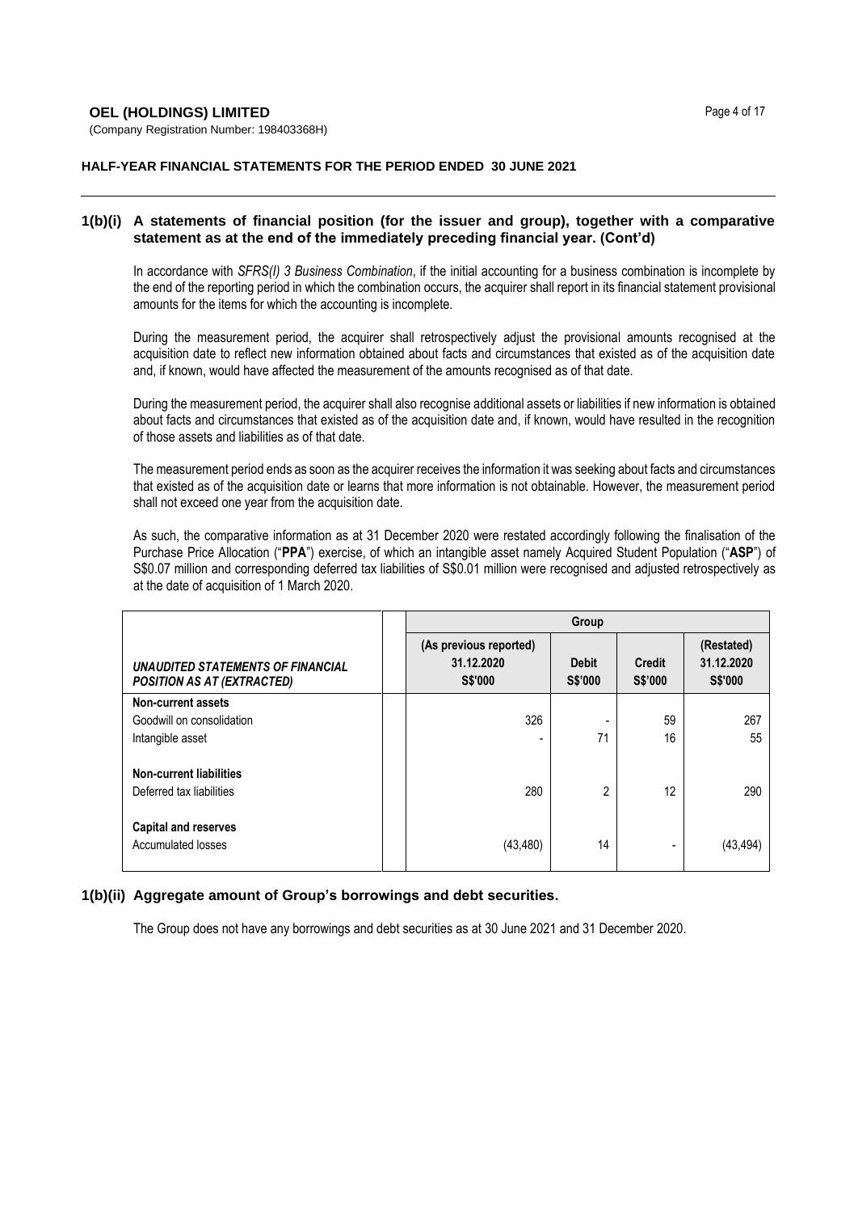## 1(b)(i) A statements of financial position (for the issuer and group), together with a comparative statement as at the end of the immediately preceding financial year. (Cont'd)

In accordance with *SFRS(I) 3 Business Combination*, if the initial accounting for a business combination is incomplete by the end of the reporting period in which the combination occurs, the acquirer shall report in its financial statement provisional amounts for the items for which the accounting is incomplete.

During the measurement period, the acquirer shall retrospectively adjust the provisional amounts recognised at the acquisition date to reflect new information obtained about facts and circumstances that existed as of the acquisition date and, if known, would have affected the measurement of the amounts recognised as of that date.

During the measurement period, the acquirer shall also recognise additional assets or liabilities if new information is obtained about facts and circumstances that existed as of the acquisition date and, if known, would have resulted in the recognition of those assets and liabilities as of that date.

The measurement period ends as soon as the acquirer receives the information it was seeking about facts and circumstances that existed as of the acquisition date or learns that more information is not obtainable. However, the measurement period shall not exceed one year from the acquisition date.

As such, the comparative information as at 31 December 2020 were restated accordingly following the finalisation of the Purchase Price Allocation ("**PPA**") exercise, of which an intangible asset namely Acquired Student Population ("**ASP**") of S$0.07 million and corresponding deferred tax liabilities of S$0.01 million were recognised and adjusted retrospectively as at the date of acquisition of 1 March 2020.

| | Group | | | |
|---|---|---|---|---|
| ***UNAUDITED STATEMENTS OF FINANCIAL POSITION AS AT (EXTRACTED)*** | **(As previous reported) 31.12.2020 S$'000** | **Debit S$'000** | **Credit S$'000** | **(Restated) 31.12.2020 S$'000** |
| **Non-current assets** | | | | |
| Goodwill on consolidation | 326 | - | 59 | 267 |
| Intangible asset | - | 71 | 16 | 55 |
| **Non-current liabilities** | | | | |
| Deferred tax liabilities | 280 | 2 | 12 | 290 |
| **Capital and reserves** | | | | |
| Accumulated losses | (43,480) | 14 | - | (43,494) |

## 1(b)(ii) Aggregate amount of Group's borrowings and debt securities.

The Group does not have any borrowings and debt securities as at 30 June 2021 and 31 December 2020.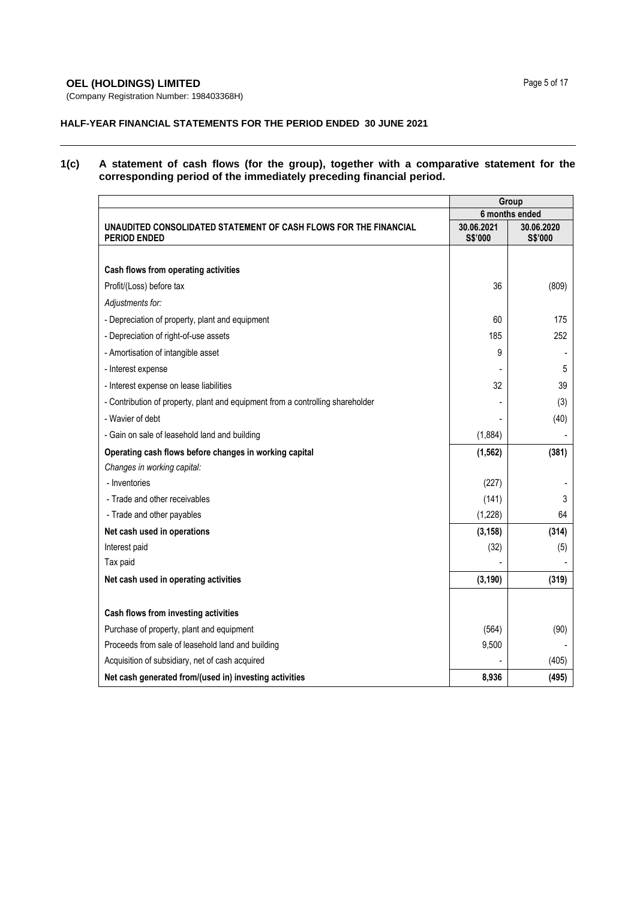**OEL (HOLDINGS) LIMITED**
(Company Registration Number: 198403368H)

**HALF-YEAR FINANCIAL STATEMENTS FOR THE PERIOD ENDED 30 JUNE 2021**

## 1(c) A statement of cash flows (for the group), together with a comparative statement for the corresponding period of the immediately preceding financial period.

| | Group | |
|---|---|---|
| | 6 months ended | |
| **UNAUDITED CONSOLIDATED STATEMENT OF CASH FLOWS FOR THE FINANCIAL PERIOD ENDED** | **30.06.2021 S$'000** | **30.06.2020 S$'000** |
| | | |
| **Cash flows from operating activities** | | |
| Profit/(Loss) before tax | 36 | (809) |
| *Adjustments for:* | | |
| - Depreciation of property, plant and equipment | 60 | 175 |
| - Depreciation of right-of-use assets | 185 | 252 |
| - Amortisation of intangible asset | 9 | - |
| - Interest expense | - | 5 |
| - Interest expense on lease liabilities | 32 | 39 |
| - Contribution of property, plant and equipment from a controlling shareholder | - | (3) |
| - Wavier of debt | - | (40) |
| - Gain on sale of leasehold land and building | (1,884) | - |
| **Operating cash flows before changes in working capital** | **(1,562)** | **(381)** |
| *Changes in working capital:* | | |
| - Inventories | (227) | - |
| - Trade and other receivables | (141) | 3 |
| - Trade and other payables | (1,228) | 64 |
| **Net cash used in operations** | **(3,158)** | **(314)** |
| Interest paid | (32) | (5) |
| Tax paid | - | - |
| **Net cash used in operating activities** | **(3,190)** | **(319)** |
| | | |
| **Cash flows from investing activities** | | |
| Purchase of property, plant and equipment | (564) | (90) |
| Proceeds from sale of leasehold land and building | 9,500 | - |
| Acquisition of subsidiary, net of cash acquired | - | (405) |
| **Net cash generated from/(used in) investing activities** | **8,936** | **(495)** |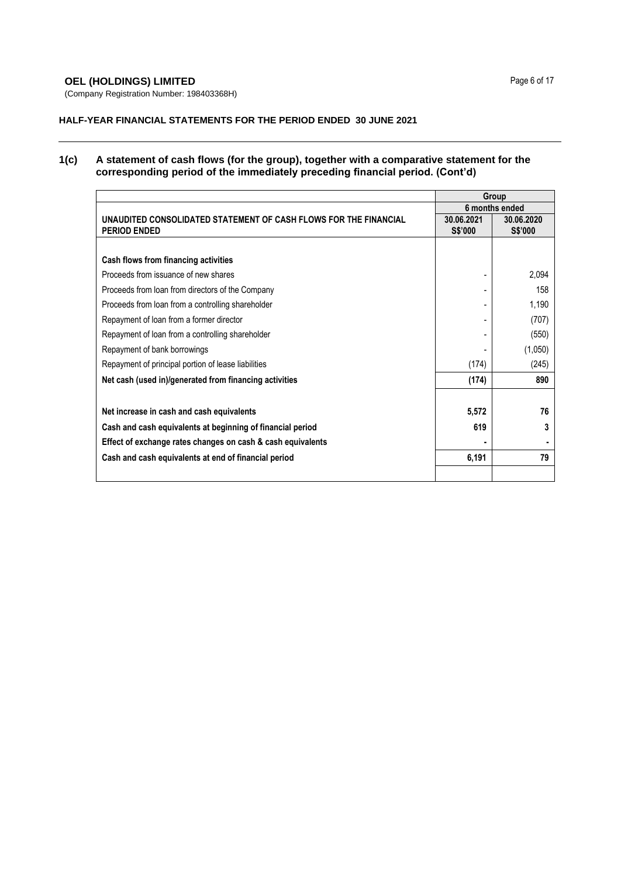**OEL (HOLDINGS) LIMITED**
(Company Registration Number: 198403368H)

**HALF-YEAR FINANCIAL STATEMENTS FOR THE PERIOD ENDED 30 JUNE 2021**

## 1(c) A statement of cash flows (for the group), together with a comparative statement for the corresponding period of the immediately preceding financial period. (Cont'd)

| | Group | |
|---|---|---|
| | 6 months ended | |
| **UNAUDITED CONSOLIDATED STATEMENT OF CASH FLOWS FOR THE FINANCIAL PERIOD ENDED** | **30.06.2021 S$'000** | **30.06.2020 S$'000** |
| **Cash flows from financing activities** | | |
| Proceeds from issuance of new shares | - | 2,094 |
| Proceeds from loan from directors of the Company | - | 158 |
| Proceeds from loan from a controlling shareholder | - | 1,190 |
| Repayment of loan from a former director | - | (707) |
| Repayment of loan from a controlling shareholder | - | (550) |
| Repayment of bank borrowings | - | (1,050) |
| Repayment of principal portion of lease liabilities | (174) | (245) |
| **Net cash (used in)/generated from financing activities** | **(174)** | **890** |
| **Net increase in cash and cash equivalents** | **5,572** | **76** |
| **Cash and cash equivalents at beginning of financial period** | **619** | **3** |
| **Effect of exchange rates changes on cash & cash equivalents** | **-** | **-** |
| **Cash and cash equivalents at end of financial period** | **6,191** | **79** |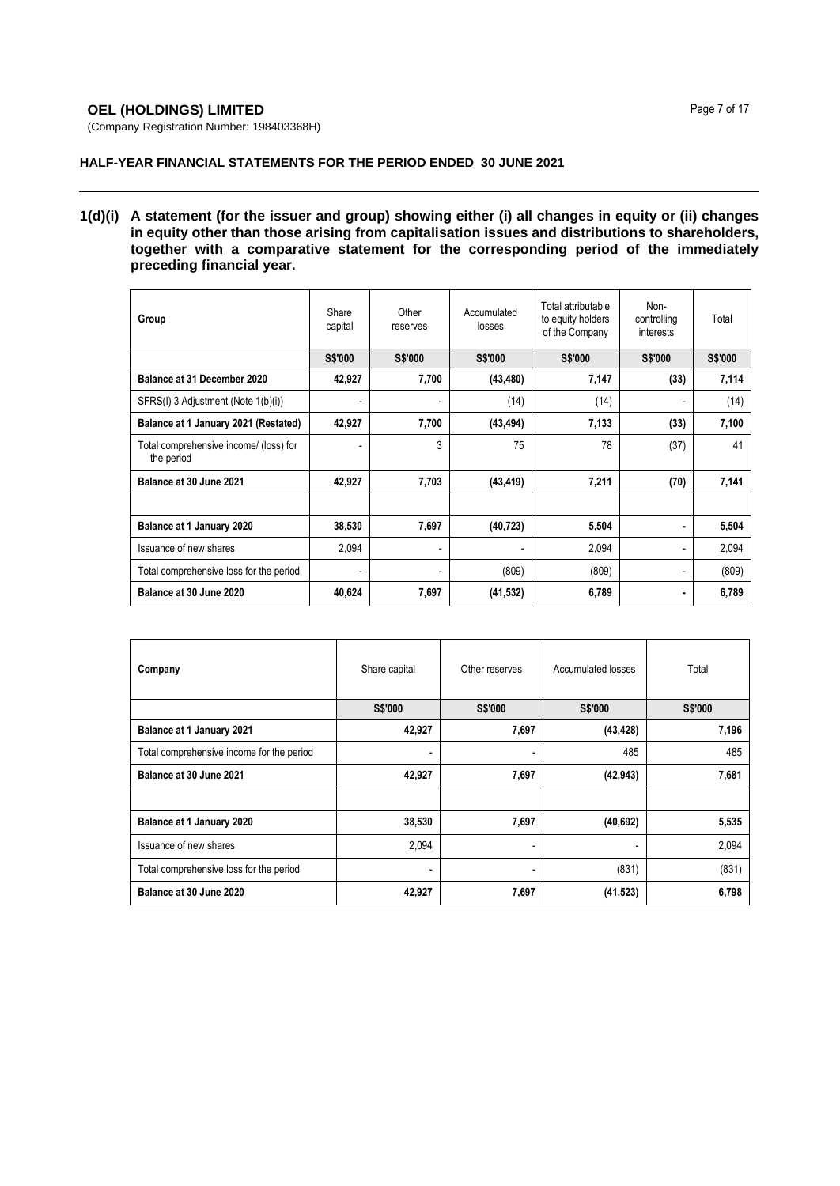**OEL (HOLDINGS) LIMITED**
(Company Registration Number: 198403368H)

**HALF-YEAR FINANCIAL STATEMENTS FOR THE PERIOD ENDED 30 JUNE 2021**

**1(d)(i) A statement (for the issuer and group) showing either (i) all changes in equity or (ii) changes in equity other than those arising from capitalisation issues and distributions to shareholders, together with a comparative statement for the corresponding period of the immediately preceding financial year.**

| Group | Share capital | Other reserves | Accumulated losses | Total attributable to equity holders of the Company | Non-controlling interests | Total |
|---|---|---|---|---|---|---|
| | **S$'000** | **S$'000** | **S$'000** | **S$'000** | **S$'000** | **S$'000** |
| **Balance at 31 December 2020** | **42,927** | **7,700** | **(43,480)** | **7,147** | **(33)** | **7,114** |
| SFRS(I) 3 Adjustment (Note 1(b)(i)) | - | - | (14) | (14) | - | (14) |
| **Balance at 1 January 2021 (Restated)** | **42,927** | **7,700** | **(43,494)** | **7,133** | **(33)** | **7,100** |
| Total comprehensive income/ (loss) for the period | - | 3 | 75 | 78 | (37) | 41 |
| **Balance at 30 June 2021** | **42,927** | **7,703** | **(43,419)** | **7,211** | **(70)** | **7,141** |
| | | | | | | |
| **Balance at 1 January 2020** | **38,530** | **7,697** | **(40,723)** | **5,504** | **-** | **5,504** |
| Issuance of new shares | 2,094 | - | - | 2,094 | - | 2,094 |
| Total comprehensive loss for the period | - | - | (809) | (809) | - | (809) |
| **Balance at 30 June 2020** | **40,624** | **7,697** | **(41,532)** | **6,789** | **-** | **6,789** |

| Company | Share capital | Other reserves | Accumulated losses | Total |
|---|---|---|---|---|
| | **S$'000** | **S$'000** | **S$'000** | **S$'000** |
| **Balance at 1 January 2021** | **42,927** | **7,697** | **(43,428)** | **7,196** |
| Total comprehensive income for the period | - | - | 485 | 485 |
| **Balance at 30 June 2021** | **42,927** | **7,697** | **(42,943)** | **7,681** |
| | | | | |
| **Balance at 1 January 2020** | **38,530** | **7,697** | **(40,692)** | **5,535** |
| Issuance of new shares | 2,094 | - | - | 2,094 |
| Total comprehensive loss for the period | - | - | (831) | (831) |
| **Balance at 30 June 2020** | **42,927** | **7,697** | **(41,523)** | **6,798** |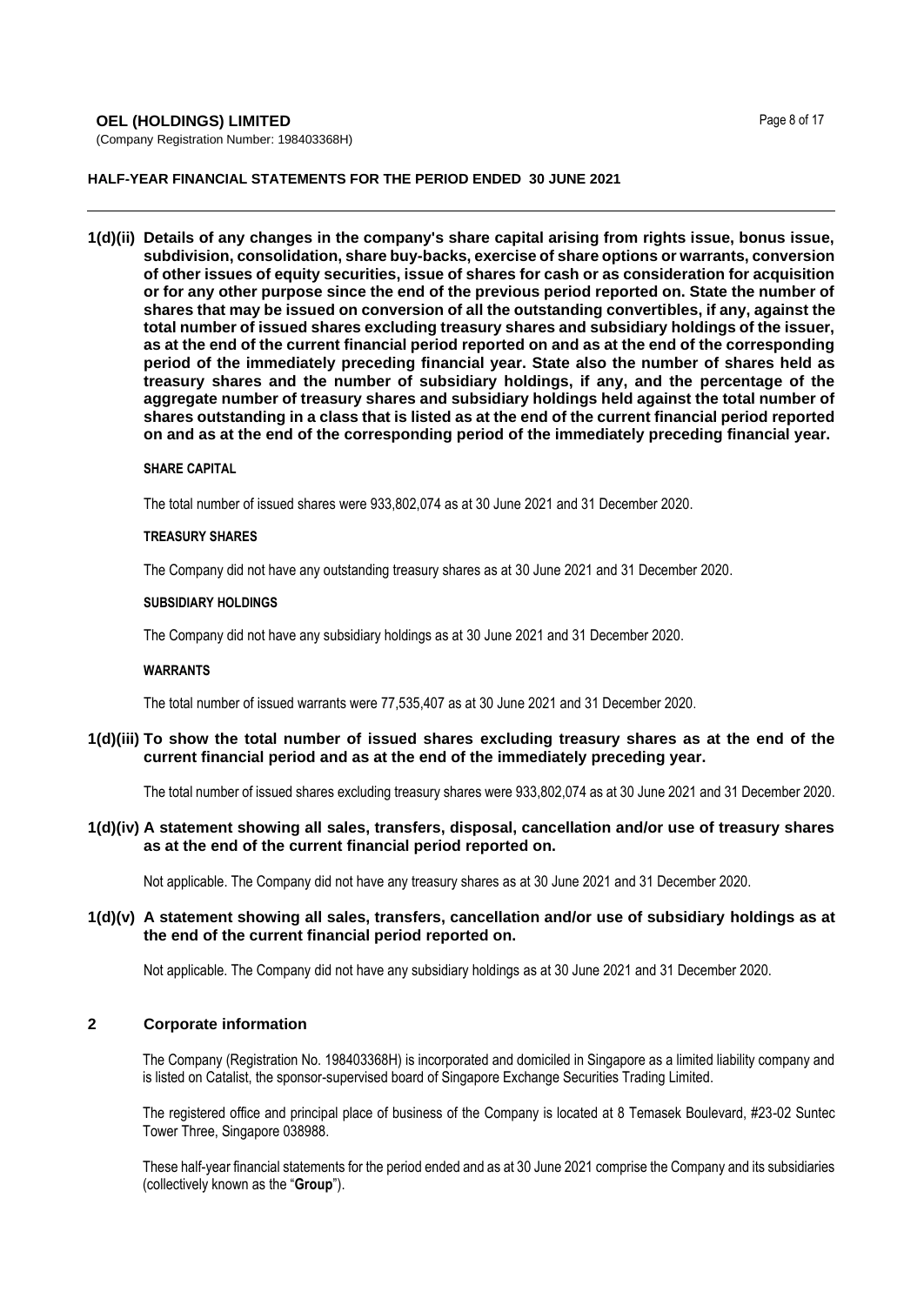**1(d)(ii) Details of any changes in the company's share capital arising from rights issue, bonus issue, subdivision, consolidation, share buy-backs, exercise of share options or warrants, conversion of other issues of equity securities, issue of shares for cash or as consideration for acquisition or for any other purpose since the end of the previous period reported on. State the number of shares that may be issued on conversion of all the outstanding convertibles, if any, against the total number of issued shares excluding treasury shares and subsidiary holdings of the issuer, as at the end of the current financial period reported on and as at the end of the corresponding period of the immediately preceding financial year. State also the number of shares held as treasury shares and the number of subsidiary holdings, if any, and the percentage of the aggregate number of treasury shares and subsidiary holdings held against the total number of shares outstanding in a class that is listed as at the end of the current financial period reported on and as at the end of the corresponding period of the immediately preceding financial year.**

**SHARE CAPITAL**

The total number of issued shares were 933,802,074 as at 30 June 2021 and 31 December 2020.

**TREASURY SHARES**

The Company did not have any outstanding treasury shares as at 30 June 2021 and 31 December 2020.

**SUBSIDIARY HOLDINGS**

The Company did not have any subsidiary holdings as at 30 June 2021 and 31 December 2020.

**WARRANTS**

The total number of issued warrants were 77,535,407 as at 30 June 2021 and 31 December 2020.

**1(d)(iii) To show the total number of issued shares excluding treasury shares as at the end of the current financial period and as at the end of the immediately preceding year.**

The total number of issued shares excluding treasury shares were 933,802,074 as at 30 June 2021 and 31 December 2020.

**1(d)(iv) A statement showing all sales, transfers, disposal, cancellation and/or use of treasury shares as at the end of the current financial period reported on.**

Not applicable. The Company did not have any treasury shares as at 30 June 2021 and 31 December 2020.

**1(d)(v) A statement showing all sales, transfers, cancellation and/or use of subsidiary holdings as at the end of the current financial period reported on.**

Not applicable. The Company did not have any subsidiary holdings as at 30 June 2021 and 31 December 2020.

## 2 Corporate information

The Company (Registration No. 198403368H) is incorporated and domiciled in Singapore as a limited liability company and is listed on Catalist, the sponsor-supervised board of Singapore Exchange Securities Trading Limited.

The registered office and principal place of business of the Company is located at 8 Temasek Boulevard, #23-02 Suntec Tower Three, Singapore 038988.

These half-year financial statements for the period ended and as at 30 June 2021 comprise the Company and its subsidiaries (collectively known as the "**Group**").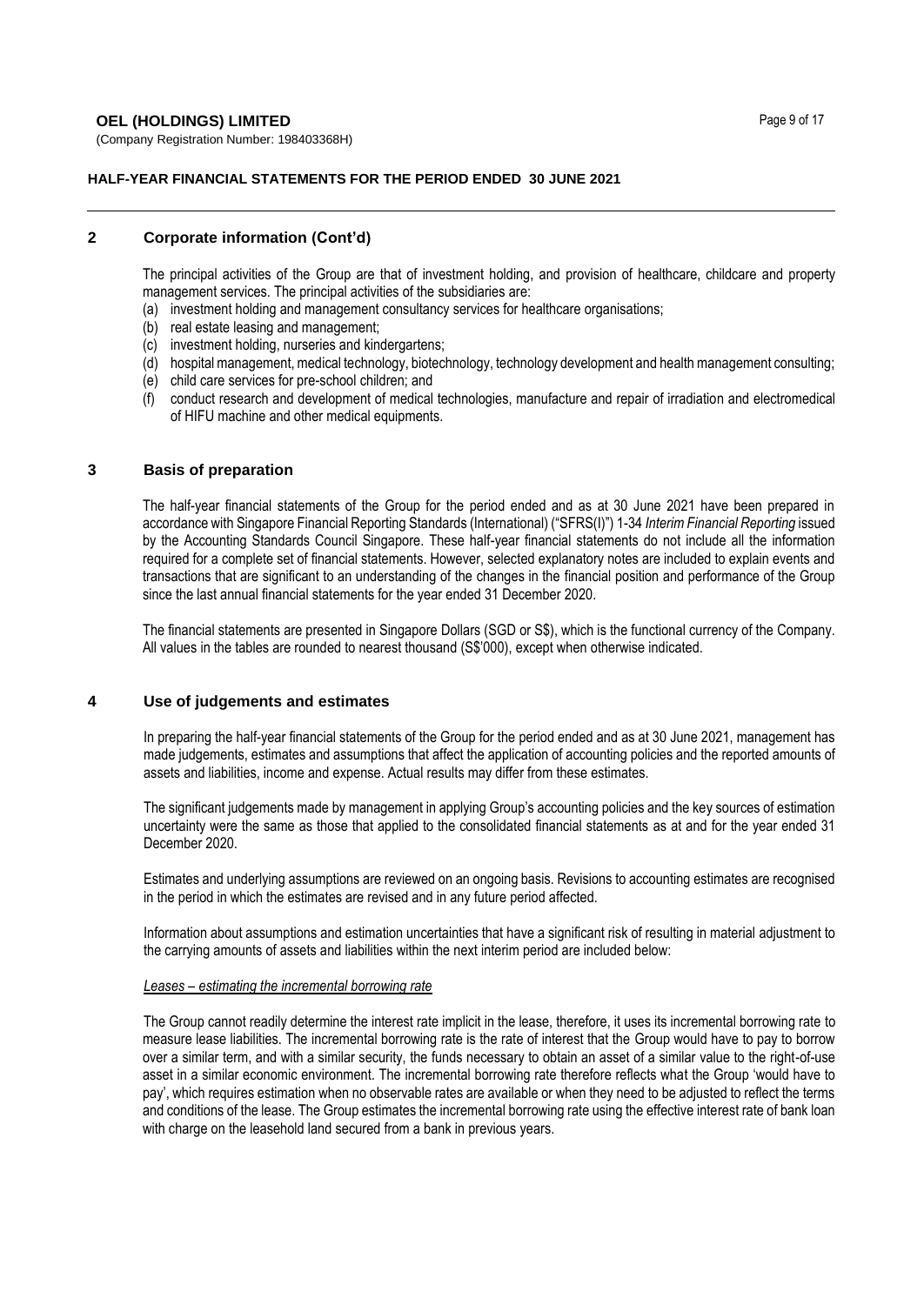## 2 Corporate information (Cont'd)

The principal activities of the Group are that of investment holding, and provision of healthcare, childcare and property management services. The principal activities of the subsidiaries are:

(a) investment holding and management consultancy services for healthcare organisations;
(b) real estate leasing and management;
(c) investment holding, nurseries and kindergartens;
(d) hospital management, medical technology, biotechnology, technology development and health management consulting;
(e) child care services for pre-school children; and
(f) conduct research and development of medical technologies, manufacture and repair of irradiation and electromedical of HIFU machine and other medical equipments.

## 3 Basis of preparation

The half-year financial statements of the Group for the period ended and as at 30 June 2021 have been prepared in accordance with Singapore Financial Reporting Standards (International) ("SFRS(I)") 1-34 *Interim Financial Reporting* issued by the Accounting Standards Council Singapore. These half-year financial statements do not include all the information required for a complete set of financial statements. However, selected explanatory notes are included to explain events and transactions that are significant to an understanding of the changes in the financial position and performance of the Group since the last annual financial statements for the year ended 31 December 2020.

The financial statements are presented in Singapore Dollars (SGD or S$), which is the functional currency of the Company. All values in the tables are rounded to nearest thousand (S$'000), except when otherwise indicated.

## 4 Use of judgements and estimates

In preparing the half-year financial statements of the Group for the period ended and as at 30 June 2021, management has made judgements, estimates and assumptions that affect the application of accounting policies and the reported amounts of assets and liabilities, income and expense. Actual results may differ from these estimates.

The significant judgements made by management in applying Group's accounting policies and the key sources of estimation uncertainty were the same as those that applied to the consolidated financial statements as at and for the year ended 31 December 2020.

Estimates and underlying assumptions are reviewed on an ongoing basis. Revisions to accounting estimates are recognised in the period in which the estimates are revised and in any future period affected.

Information about assumptions and estimation uncertainties that have a significant risk of resulting in material adjustment to the carrying amounts of assets and liabilities within the next interim period are included below:

*Leases – estimating the incremental borrowing rate*

The Group cannot readily determine the interest rate implicit in the lease, therefore, it uses its incremental borrowing rate to measure lease liabilities. The incremental borrowing rate is the rate of interest that the Group would have to pay to borrow over a similar term, and with a similar security, the funds necessary to obtain an asset of a similar value to the right-of-use asset in a similar economic environment. The incremental borrowing rate therefore reflects what the Group 'would have to pay', which requires estimation when no observable rates are available or when they need to be adjusted to reflect the terms and conditions of the lease. The Group estimates the incremental borrowing rate using the effective interest rate of bank loan with charge on the leasehold land secured from a bank in previous years.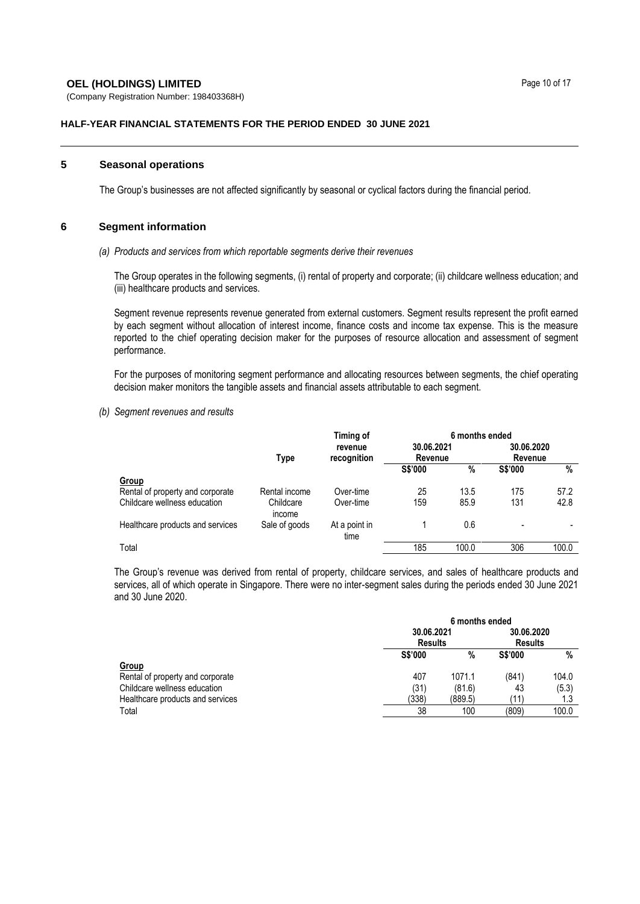## 5 Seasonal operations

The Group's businesses are not affected significantly by seasonal or cyclical factors during the financial period.

## 6 Segment information

*(a) Products and services from which reportable segments derive their revenues*

The Group operates in the following segments, (i) rental of property and corporate; (ii) childcare wellness education; and (iii) healthcare products and services.

Segment revenue represents revenue generated from external customers. Segment results represent the profit earned by each segment without allocation of interest income, finance costs and income tax expense. This is the measure reported to the chief operating decision maker for the purposes of resource allocation and assessment of segment performance.

For the purposes of monitoring segment performance and allocating resources between segments, the chief operating decision maker monitors the tangible assets and financial assets attributable to each segment.

*(b) Segment revenues and results*

| | Type | Timing of revenue recognition | 6 months ended | | | |
|---|---|---|---|---|---|---|
| | | | 30.06.2021 Revenue | | 30.06.2020 Revenue | |
| | | | S$'000 | % | S$'000 | % |
| **Group** | | | | | | |
| Rental of property and corporate | Rental income | Over-time | 25 | 13.5 | 175 | 57.2 |
| Childcare wellness education | Childcare income | Over-time | 159 | 85.9 | 131 | 42.8 |
| Healthcare products and services | Sale of goods | At a point in time | 1 | 0.6 | - | - |
| Total | | | 185 | 100.0 | 306 | 100.0 |

The Group's revenue was derived from rental of property, childcare services, and sales of healthcare products and services, all of which operate in Singapore. There were no inter-segment sales during the periods ended 30 June 2021 and 30 June 2020.

| | 6 months ended | | | |
|---|---|---|---|---|
| | 30.06.2021 Results | | 30.06.2020 Results | |
| | S$'000 | % | S$'000 | % |
| **Group** | | | | |
| Rental of property and corporate | 407 | 1071.1 | (841) | 104.0 |
| Childcare wellness education | (31) | (81.6) | 43 | (5.3) |
| Healthcare products and services | (338) | (889.5) | (11) | 1.3 |
| Total | 38 | 100 | (809) | 100.0 |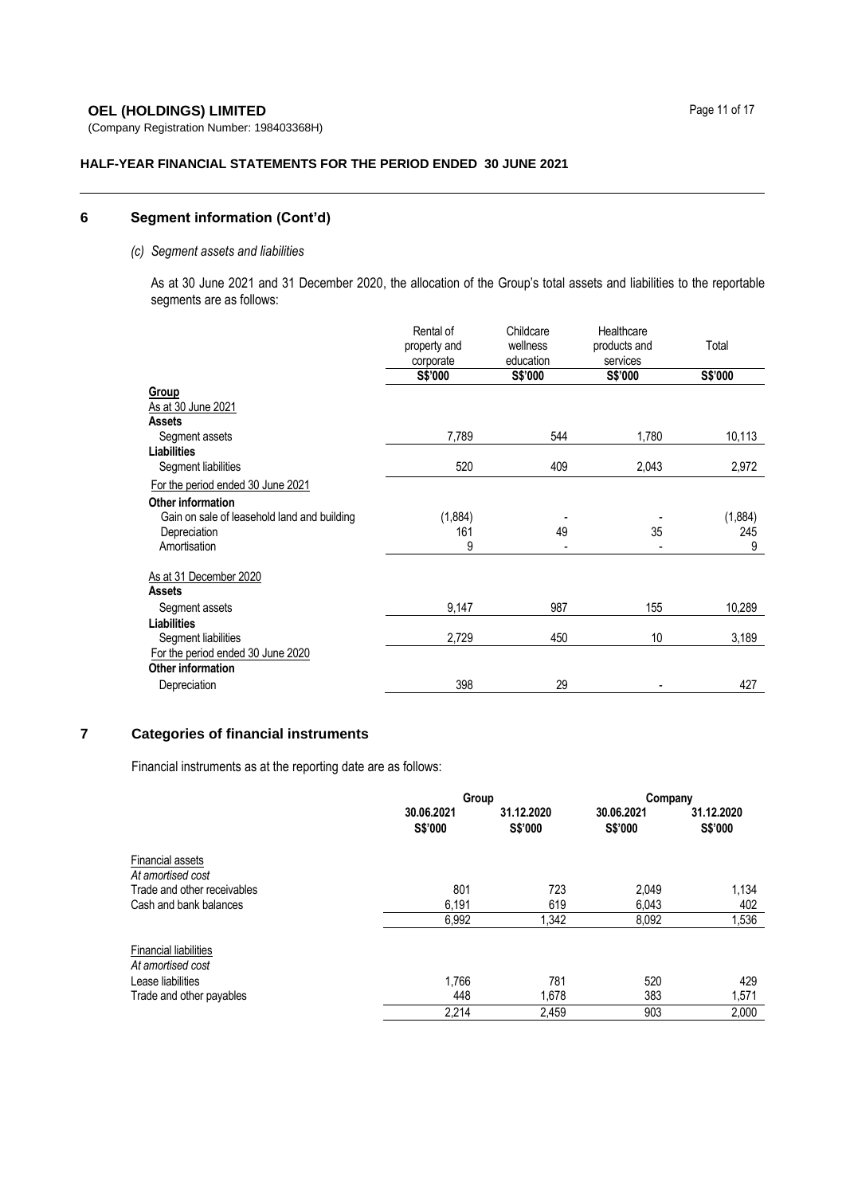# OEL (HOLDINGS) LIMITED

(Company Registration Number: 198403368H)

**HALF-YEAR FINANCIAL STATEMENTS FOR THE PERIOD ENDED 30 JUNE 2021**

## 6 Segment information (Cont'd)

### *(c) Segment assets and liabilities*

As at 30 June 2021 and 31 December 2020, the allocation of the Group's total assets and liabilities to the reportable segments are as follows:

| | Rental of property and corporate | Childcare wellness education | Healthcare products and services | Total |
|---|---|---|---|---|
| | **S$'000** | **S$'000** | **S$'000** | **S$'000** |
| **Group** | | | | |
| As at 30 June 2021 | | | | |
| **Assets** | | | | |
| Segment assets | 7,789 | 544 | 1,780 | 10,113 |
| **Liabilities** | | | | |
| Segment liabilities | 520 | 409 | 2,043 | 2,972 |
| For the period ended 30 June 2021 | | | | |
| **Other information** | | | | |
| Gain on sale of leasehold land and building | (1,884) | - | - | (1,884) |
| Depreciation | 161 | 49 | 35 | 245 |
| Amortisation | 9 | - | - | 9 |
| As at 31 December 2020 | | | | |
| **Assets** | | | | |
| Segment assets | 9,147 | 987 | 155 | 10,289 |
| **Liabilities** | | | | |
| Segment liabilities | 2,729 | 450 | 10 | 3,189 |
| For the period ended 30 June 2020 | | | | |
| **Other information** | | | | |
| Depreciation | 398 | 29 | - | 427 |

## 7 Categories of financial instruments

Financial instruments as at the reporting date are as follows:

| | **Group** | | **Company** | |
|---|---|---|---|---|
| | **30.06.2021 S$'000** | **31.12.2020 S$'000** | **30.06.2021 S$'000** | **31.12.2020 S$'000** |
| Financial assets | | | | |
| *At amortised cost* | | | | |
| Trade and other receivables | 801 | 723 | 2,049 | 1,134 |
| Cash and bank balances | 6,191 | 619 | 6,043 | 402 |
| | 6,992 | 1,342 | 8,092 | 1,536 |
| Financial liabilities | | | | |
| *At amortised cost* | | | | |
| Lease liabilities | 1,766 | 781 | 520 | 429 |
| Trade and other payables | 448 | 1,678 | 383 | 1,571 |
| | 2,214 | 2,459 | 903 | 2,000 |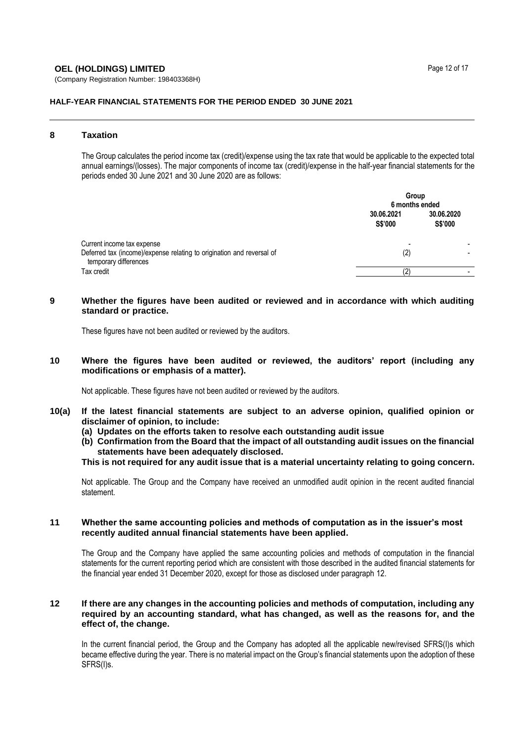**OEL (HOLDINGS) LIMITED**

(Company Registration Number: 198403368H)

**HALF-YEAR FINANCIAL STATEMENTS FOR THE PERIOD ENDED 30 JUNE 2021**

## 8 Taxation

The Group calculates the period income tax (credit)/expense using the tax rate that would be applicable to the expected total annual earnings/(losses). The major components of income tax (credit)/expense in the half-year financial statements for the periods ended 30 June 2021 and 30 June 2020 are as follows:

| | Group 6 months ended | |
|---|---|---|
| | 30.06.2021 S$'000 | 30.06.2020 S$'000 |
| Current income tax expense | - | - |
| Deferred tax (income)/expense relating to origination and reversal of temporary differences | (2) | - |
| Tax credit | (2) | - |

## 9 Whether the figures have been audited or reviewed and in accordance with which auditing standard or practice.

These figures have not been audited or reviewed by the auditors.

## 10 Where the figures have been audited or reviewed, the auditors' report (including any modifications or emphasis of a matter).

Not applicable. These figures have not been audited or reviewed by the auditors.

## 10(a) If the latest financial statements are subject to an adverse opinion, qualified opinion or disclaimer of opinion, to include:

**(a) Updates on the efforts taken to resolve each outstanding audit issue**

**(b) Confirmation from the Board that the impact of all outstanding audit issues on the financial statements have been adequately disclosed.**

**This is not required for any audit issue that is a material uncertainty relating to going concern.**

Not applicable. The Group and the Company have received an unmodified audit opinion in the recent audited financial statement.

## 11 Whether the same accounting policies and methods of computation as in the issuer's most recently audited annual financial statements have been applied.

The Group and the Company have applied the same accounting policies and methods of computation in the financial statements for the current reporting period which are consistent with those described in the audited financial statements for the financial year ended 31 December 2020, except for those as disclosed under paragraph 12.

## 12 If there are any changes in the accounting policies and methods of computation, including any required by an accounting standard, what has changed, as well as the reasons for, and the effect of, the change.

In the current financial period, the Group and the Company has adopted all the applicable new/revised SFRS(I)s which became effective during the year. There is no material impact on the Group's financial statements upon the adoption of these SFRS(I)s.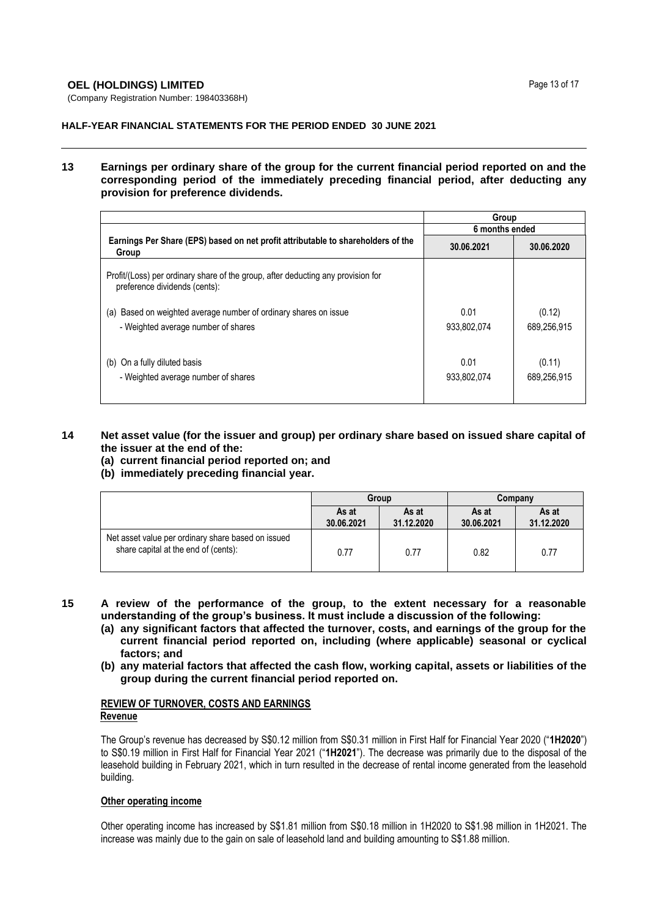**OEL (HOLDINGS) LIMITED**
(Company Registration Number: 198403368H)

**HALF-YEAR FINANCIAL STATEMENTS FOR THE PERIOD ENDED 30 JUNE 2021**

**13 Earnings per ordinary share of the group for the current financial period reported on and the corresponding period of the immediately preceding financial period, after deducting any provision for preference dividends.**

| | Group | |
|---|---|---|
| | 6 months ended | |
| **Earnings Per Share (EPS) based on net profit attributable to shareholders of the Group** | **30.06.2021** | **30.06.2020** |
| Profit/(Loss) per ordinary share of the group, after deducting any provision for preference dividends (cents): | | |
| (a) Based on weighted average number of ordinary shares on issue | 0.01 | (0.12) |
| - Weighted average number of shares | 933,802,074 | 689,256,915 |
| (b) On a fully diluted basis | 0.01 | (0.11) |
| - Weighted average number of shares | 933,802,074 | 689,256,915 |

**14 Net asset value (for the issuer and group) per ordinary share based on issued share capital of the issuer at the end of the:**
**(a) current financial period reported on; and**
**(b) immediately preceding financial year.**

| | Group | | Company | |
|---|---|---|---|---|
| | As at 30.06.2021 | As at 31.12.2020 | As at 30.06.2021 | As at 31.12.2020 |
| Net asset value per ordinary share based on issued share capital at the end of (cents): | 0.77 | 0.77 | 0.82 | 0.77 |

**15 A review of the performance of the group, to the extent necessary for a reasonable understanding of the group's business. It must include a discussion of the following:**
**(a) any significant factors that affected the turnover, costs, and earnings of the group for the current financial period reported on, including (where applicable) seasonal or cyclical factors; and**
**(b) any material factors that affected the cash flow, working capital, assets or liabilities of the group during the current financial period reported on.**

**REVIEW OF TURNOVER, COSTS AND EARNINGS**
**Revenue**

The Group's revenue has decreased by S$0.12 million from S$0.31 million in First Half for Financial Year 2020 ("**1H2020**") to S$0.19 million in First Half for Financial Year 2021 ("**1H2021**"). The decrease was primarily due to the disposal of the leasehold building in February 2021, which in turn resulted in the decrease of rental income generated from the leasehold building.

**Other operating income**

Other operating income has increased by S$1.81 million from S$0.18 million in 1H2020 to S$1.98 million in 1H2021. The increase was mainly due to the gain on sale of leasehold land and building amounting to S$1.88 million.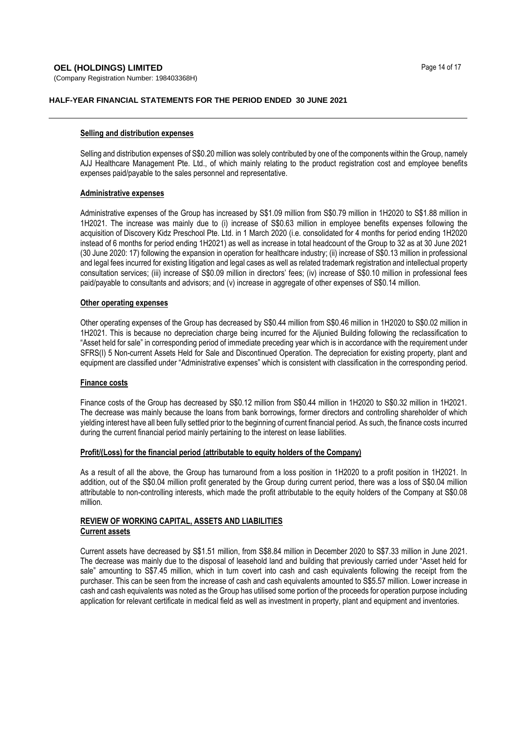#### Selling and distribution expenses

Selling and distribution expenses of S$0.20 million was solely contributed by one of the components within the Group, namely AJJ Healthcare Management Pte. Ltd., of which mainly relating to the product registration cost and employee benefits expenses paid/payable to the sales personnel and representative.

#### Administrative expenses

Administrative expenses of the Group has increased by S$1.09 million from S$0.79 million in 1H2020 to S$1.88 million in 1H2021. The increase was mainly due to (i) increase of S$0.63 million in employee benefits expenses following the acquisition of Discovery Kidz Preschool Pte. Ltd. in 1 March 2020 (i.e. consolidated for 4 months for period ending 1H2020 instead of 6 months for period ending 1H2021) as well as increase in total headcount of the Group to 32 as at 30 June 2021 (30 June 2020: 17) following the expansion in operation for healthcare industry; (ii) increase of S$0.13 million in professional and legal fees incurred for existing litigation and legal cases as well as related trademark registration and intellectual property consultation services; (iii) increase of S$0.09 million in directors' fees; (iv) increase of S$0.10 million in professional fees paid/payable to consultants and advisors; and (v) increase in aggregate of other expenses of S$0.14 million.

#### Other operating expenses

Other operating expenses of the Group has decreased by S$0.44 million from S$0.46 million in 1H2020 to S$0.02 million in 1H2021. This is because no depreciation charge being incurred for the Aljunied Building following the reclassification to "Asset held for sale" in corresponding period of immediate preceding year which is in accordance with the requirement under SFRS(I) 5 Non-current Assets Held for Sale and Discontinued Operation. The depreciation for existing property, plant and equipment are classified under "Administrative expenses" which is consistent with classification in the corresponding period.

#### Finance costs

Finance costs of the Group has decreased by S$0.12 million from S$0.44 million in 1H2020 to S$0.32 million in 1H2021. The decrease was mainly because the loans from bank borrowings, former directors and controlling shareholder of which yielding interest have all been fully settled prior to the beginning of current financial period. As such, the finance costs incurred during the current financial period mainly pertaining to the interest on lease liabilities.

#### Profit/(Loss) for the financial period (attributable to equity holders of the Company)

As a result of all the above, the Group has turnaround from a loss position in 1H2020 to a profit position in 1H2021. In addition, out of the S$0.04 million profit generated by the Group during current period, there was a loss of S$0.04 million attributable to non-controlling interests, which made the profit attributable to the equity holders of the Company at S$0.08 million.

### REVIEW OF WORKING CAPITAL, ASSETS AND LIABILITIES

#### Current assets

Current assets have decreased by S$1.51 million, from S$8.84 million in December 2020 to S$7.33 million in June 2021. The decrease was mainly due to the disposal of leasehold land and building that previously carried under "Asset held for sale" amounting to S$7.45 million, which in turn covert into cash and cash equivalents following the receipt from the purchaser. This can be seen from the increase of cash and cash equivalents amounted to S$5.57 million. Lower increase in cash and cash equivalents was noted as the Group has utilised some portion of the proceeds for operation purpose including application for relevant certificate in medical field as well as investment in property, plant and equipment and inventories.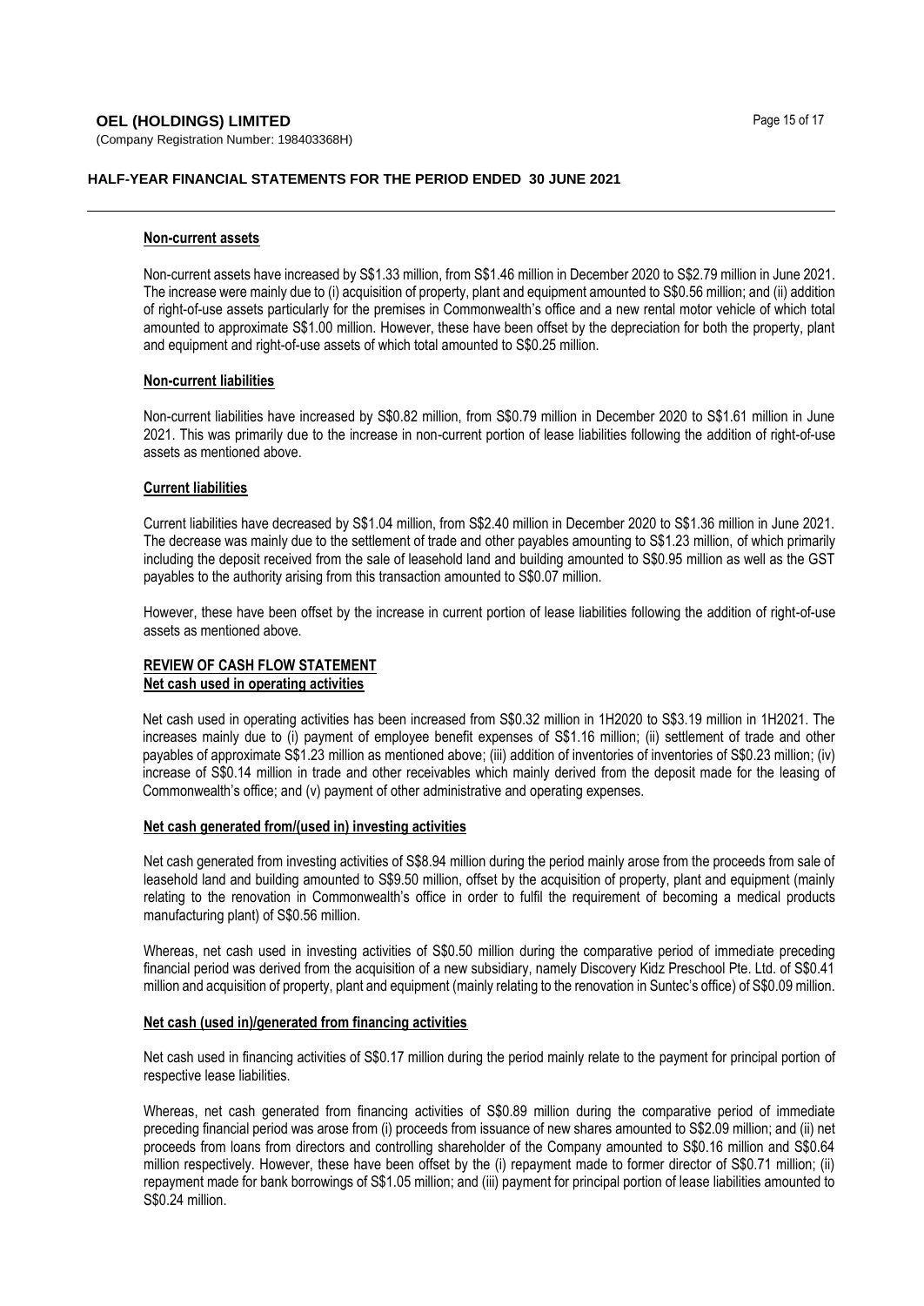#### Non-current assets

Non-current assets have increased by S$1.33 million, from S$1.46 million in December 2020 to S$2.79 million in June 2021. The increase were mainly due to (i) acquisition of property, plant and equipment amounted to S$0.56 million; and (ii) addition of right-of-use assets particularly for the premises in Commonwealth's office and a new rental motor vehicle of which total amounted to approximate S$1.00 million. However, these have been offset by the depreciation for both the property, plant and equipment and right-of-use assets of which total amounted to S$0.25 million.

#### Non-current liabilities

Non-current liabilities have increased by S$0.82 million, from S$0.79 million in December 2020 to S$1.61 million in June 2021. This was primarily due to the increase in non-current portion of lease liabilities following the addition of right-of-use assets as mentioned above.

#### Current liabilities

Current liabilities have decreased by S$1.04 million, from S$2.40 million in December 2020 to S$1.36 million in June 2021. The decrease was mainly due to the settlement of trade and other payables amounting to S$1.23 million, of which primarily including the deposit received from the sale of leasehold land and building amounted to S$0.95 million as well as the GST payables to the authority arising from this transaction amounted to S$0.07 million.

However, these have been offset by the increase in current portion of lease liabilities following the addition of right-of-use assets as mentioned above.

### REVIEW OF CASH FLOW STATEMENT

#### Net cash used in operating activities

Net cash used in operating activities has been increased from S$0.32 million in 1H2020 to S$3.19 million in 1H2021. The increases mainly due to (i) payment of employee benefit expenses of S$1.16 million; (ii) settlement of trade and other payables of approximate S$1.23 million as mentioned above; (iii) addition of inventories of inventories of S$0.23 million; (iv) increase of S$0.14 million in trade and other receivables which mainly derived from the deposit made for the leasing of Commonwealth's office; and (v) payment of other administrative and operating expenses.

#### Net cash generated from/(used in) investing activities

Net cash generated from investing activities of S$8.94 million during the period mainly arose from the proceeds from sale of leasehold land and building amounted to S$9.50 million, offset by the acquisition of property, plant and equipment (mainly relating to the renovation in Commonwealth's office in order to fulfil the requirement of becoming a medical products manufacturing plant) of S$0.56 million.

Whereas, net cash used in investing activities of S$0.50 million during the comparative period of immediate preceding financial period was derived from the acquisition of a new subsidiary, namely Discovery Kidz Preschool Pte. Ltd. of S$0.41 million and acquisition of property, plant and equipment (mainly relating to the renovation in Suntec's office) of S$0.09 million.

#### Net cash (used in)/generated from financing activities

Net cash used in financing activities of S$0.17 million during the period mainly relate to the payment for principal portion of respective lease liabilities.

Whereas, net cash generated from financing activities of S$0.89 million during the comparative period of immediate preceding financial period was arose from (i) proceeds from issuance of new shares amounted to S$2.09 million; and (ii) net proceeds from loans from directors and controlling shareholder of the Company amounted to S$0.16 million and S$0.64 million respectively. However, these have been offset by the (i) repayment made to former director of S$0.71 million; (ii) repayment made for bank borrowings of S$1.05 million; and (iii) payment for principal portion of lease liabilities amounted to S$0.24 million.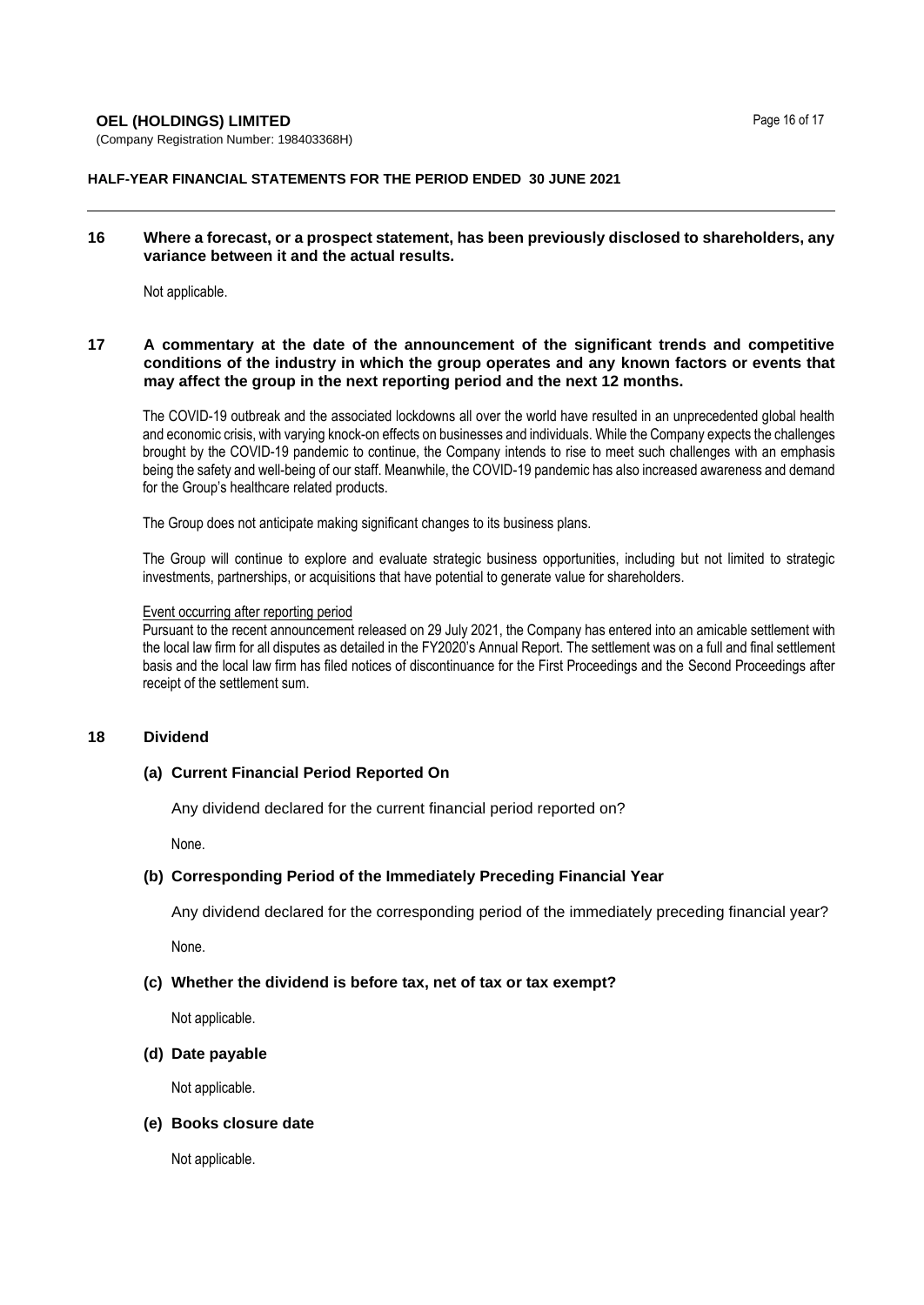## 16 Where a forecast, or a prospect statement, has been previously disclosed to shareholders, any variance between it and the actual results.

Not applicable.

## 17 A commentary at the date of the announcement of the significant trends and competitive conditions of the industry in which the group operates and any known factors or events that may affect the group in the next reporting period and the next 12 months.

The COVID-19 outbreak and the associated lockdowns all over the world have resulted in an unprecedented global health and economic crisis, with varying knock-on effects on businesses and individuals. While the Company expects the challenges brought by the COVID-19 pandemic to continue, the Company intends to rise to meet such challenges with an emphasis being the safety and well-being of our staff. Meanwhile, the COVID-19 pandemic has also increased awareness and demand for the Group's healthcare related products.

The Group does not anticipate making significant changes to its business plans.

The Group will continue to explore and evaluate strategic business opportunities, including but not limited to strategic investments, partnerships, or acquisitions that have potential to generate value for shareholders.

Event occurring after reporting period

Pursuant to the recent announcement released on 29 July 2021, the Company has entered into an amicable settlement with the local law firm for all disputes as detailed in the FY2020's Annual Report. The settlement was on a full and final settlement basis and the local law firm has filed notices of discontinuance for the First Proceedings and the Second Proceedings after receipt of the settlement sum.

## 18 Dividend

### (a) Current Financial Period Reported On

Any dividend declared for the current financial period reported on?

None.

### (b) Corresponding Period of the Immediately Preceding Financial Year

Any dividend declared for the corresponding period of the immediately preceding financial year?

None.

### (c) Whether the dividend is before tax, net of tax or tax exempt?

Not applicable.

### (d) Date payable

Not applicable.

### (e) Books closure date

Not applicable.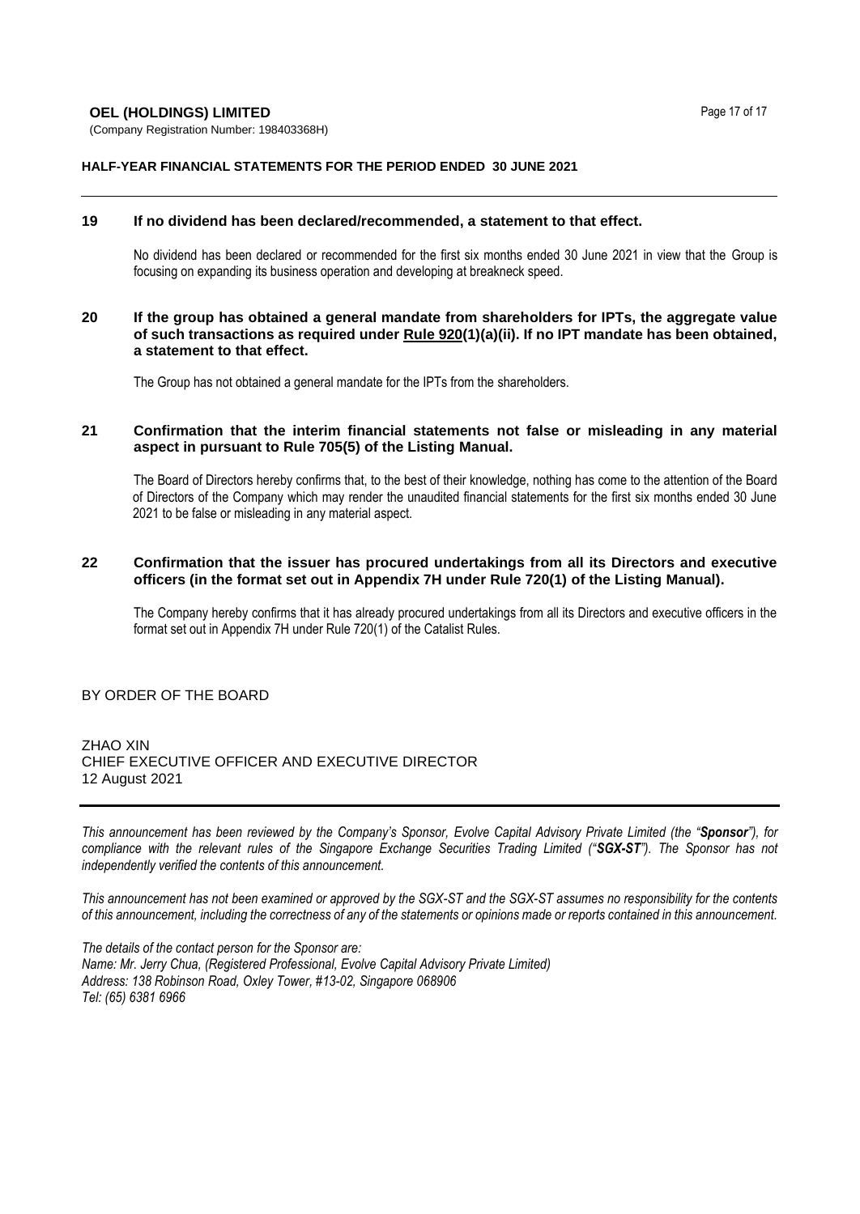**19 If no dividend has been declared/recommended, a statement to that effect.**

No dividend has been declared or recommended for the first six months ended 30 June 2021 in view that the Group is focusing on expanding its business operation and developing at breakneck speed.

**20 If the group has obtained a general mandate from shareholders for IPTs, the aggregate value of such transactions as required under Rule 920(1)(a)(ii). If no IPT mandate has been obtained, a statement to that effect.**

The Group has not obtained a general mandate for the IPTs from the shareholders.

**21 Confirmation that the interim financial statements not false or misleading in any material aspect in pursuant to Rule 705(5) of the Listing Manual.**

The Board of Directors hereby confirms that, to the best of their knowledge, nothing has come to the attention of the Board of Directors of the Company which may render the unaudited financial statements for the first six months ended 30 June 2021 to be false or misleading in any material aspect.

**22 Confirmation that the issuer has procured undertakings from all its Directors and executive officers (in the format set out in Appendix 7H under Rule 720(1) of the Listing Manual).**

The Company hereby confirms that it has already procured undertakings from all its Directors and executive officers in the format set out in Appendix 7H under Rule 720(1) of the Catalist Rules.

BY ORDER OF THE BOARD

ZHAO XIN
CHIEF EXECUTIVE OFFICER AND EXECUTIVE DIRECTOR
12 August 2021

---

*This announcement has been reviewed by the Company's Sponsor, Evolve Capital Advisory Private Limited (the "**Sponsor**"), for compliance with the relevant rules of the Singapore Exchange Securities Trading Limited ("**SGX-ST**"). The Sponsor has not independently verified the contents of this announcement.*

*This announcement has not been examined or approved by the SGX-ST and the SGX-ST assumes no responsibility for the contents of this announcement, including the correctness of any of the statements or opinions made or reports contained in this announcement.*

*The details of the contact person for the Sponsor are:*
*Name: Mr. Jerry Chua, (Registered Professional, Evolve Capital Advisory Private Limited)*
*Address: 138 Robinson Road, Oxley Tower, #13-02, Singapore 068906*
*Tel: (65) 6381 6966*